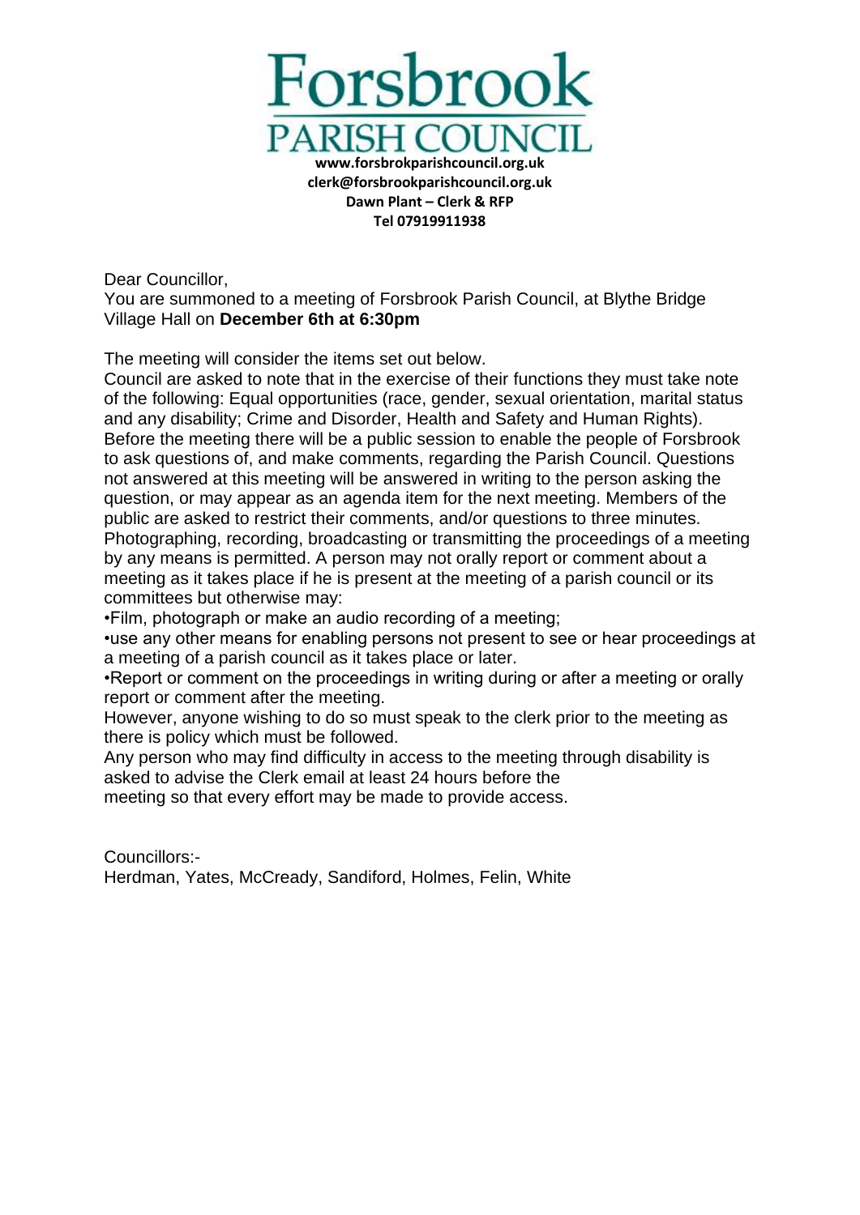# Forsbrook
## PARISH COUNCIL

**www.forsbrokparishcouncil.org.uk**
**clerk@forsbrookparishcouncil.org.uk**
**Dawn Plant – Clerk & RFP**
**Tel 07919911938**

Dear Councillor,
You are summoned to a meeting of Forsbrook Parish Council, at Blythe Bridge Village Hall on **December 6th at 6:30pm**

The meeting will consider the items set out below.
Council are asked to note that in the exercise of their functions they must take note of the following: Equal opportunities (race, gender, sexual orientation, marital status and any disability; Crime and Disorder, Health and Safety and Human Rights).
Before the meeting there will be a public session to enable the people of Forsbrook to ask questions of, and make comments, regarding the Parish Council. Questions not answered at this meeting will be answered in writing to the person asking the question, or may appear as an agenda item for the next meeting. Members of the public are asked to restrict their comments, and/or questions to three minutes.
Photographing, recording, broadcasting or transmitting the proceedings of a meeting by any means is permitted. A person may not orally report or comment about a meeting as it takes place if he is present at the meeting of a parish council or its committees but otherwise may:

- Film, photograph or make an audio recording of a meeting;
- use any other means for enabling persons not present to see or hear proceedings at a meeting of a parish council as it takes place or later.
- Report or comment on the proceedings in writing during or after a meeting or orally report or comment after the meeting.

However, anyone wishing to do so must speak to the clerk prior to the meeting as there is policy which must be followed.
Any person who may find difficulty in access to the meeting through disability is asked to advise the Clerk email at least 24 hours before the meeting so that every effort may be made to provide access.

Councillors:-
Herdman, Yates, McCready, Sandiford, Holmes, Felin, White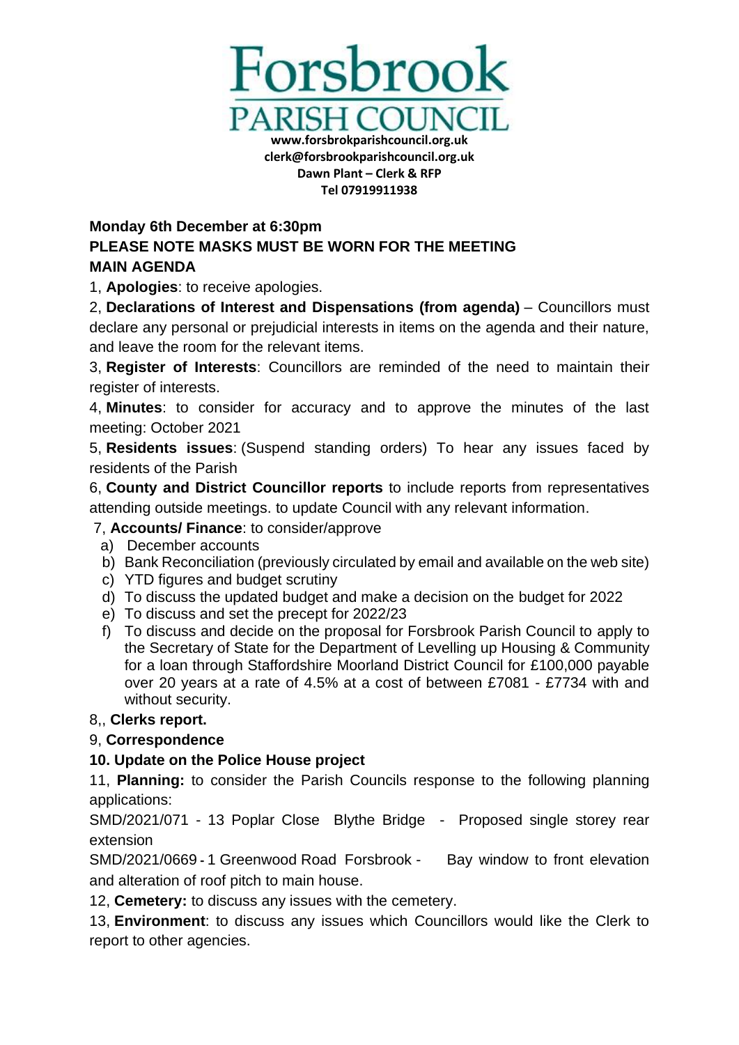Forsbrook
PARISH COUNCIL

**www.forsbrokparishcouncil.org.uk**
**clerk@forsbrookparishcouncil.org.uk**
**Dawn Plant – Clerk & RFP**
**Tel 07919911938**

**Monday 6th December at 6:30pm**

**PLEASE NOTE MASKS MUST BE WORN FOR THE MEETING**

**MAIN AGENDA**

1, **Apologies**: to receive apologies.

2, **Declarations of Interest and Dispensations (from agenda)** – Councillors must declare any personal or prejudicial interests in items on the agenda and their nature, and leave the room for the relevant items.

3, **Register of Interests**: Councillors are reminded of the need to maintain their register of interests.

4, **Minutes**: to consider for accuracy and to approve the minutes of the last meeting: October 2021

5, **Residents issues**: (Suspend standing orders) To hear any issues faced by residents of the Parish

6, **County and District Councillor reports** to include reports from representatives attending outside meetings. to update Council with any relevant information.

7, **Accounts/ Finance**: to consider/approve

a) December accounts
b) Bank Reconciliation (previously circulated by email and available on the web site)
c) YTD figures and budget scrutiny
d) To discuss the updated budget and make a decision on the budget for 2022
e) To discuss and set the precept for 2022/23
f) To discuss and decide on the proposal for Forsbrook Parish Council to apply to the Secretary of State for the Department of Levelling up Housing & Community for a loan through Staffordshire Moorland District Council for £100,000 payable over 20 years at a rate of 4.5% at a cost of between £7081 - £7734 with and without security.

8,, **Clerks report.**

9, **Correspondence**

**10. Update on the Police House project**

11, **Planning:** to consider the Parish Councils response to the following planning applications:

SMD/2021/071 - 13 Poplar Close Blythe Bridge - Proposed single storey rear extension

SMD/2021/0669 - 1 Greenwood Road Forsbrook - Bay window to front elevation and alteration of roof pitch to main house.

12, **Cemetery:** to discuss any issues with the cemetery.

13, **Environment**: to discuss any issues which Councillors would like the Clerk to report to other agencies.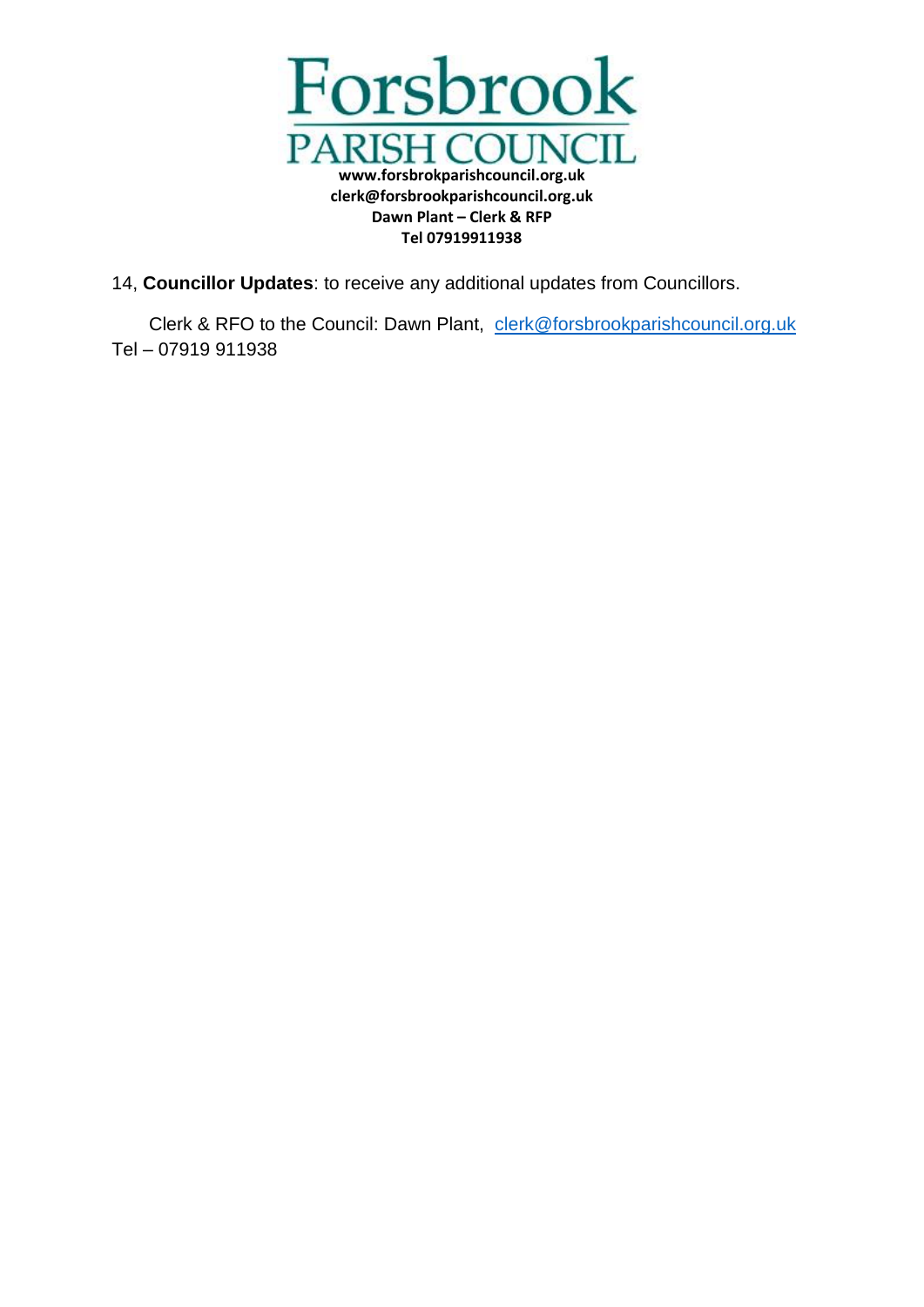# Forsbrook
## PARISH COUNCIL

**www.forsbrokparishcouncil.org.uk**
**clerk@forsbrookparishcouncil.org.uk**
**Dawn Plant – Clerk & RFP**
**Tel 07919911938**

14, **Councillor Updates**: to receive any additional updates from Councillors.

Clerk & RFO to the Council: Dawn Plant, clerk@forsbrookparishcouncil.org.uk
Tel – 07919 911938